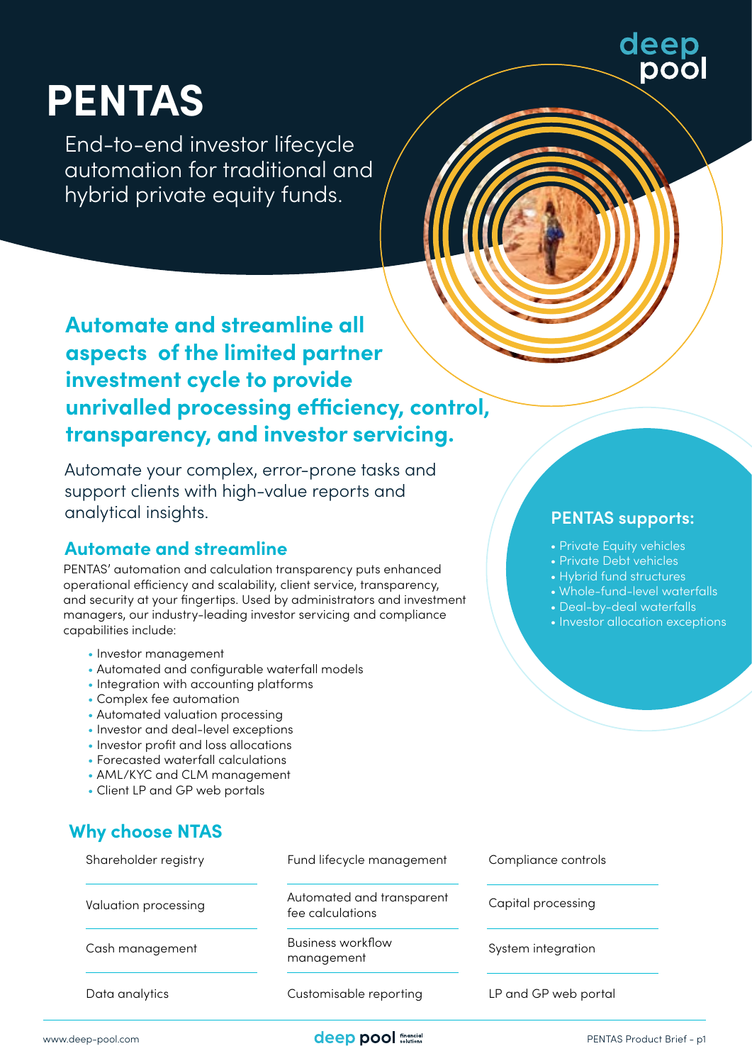# PENTAS

End-to-end investor lifecycle automation for traditional and hybrid private equity funds.

## Automate and streamline all aspects of the limited partner investment cycle to provide unrivalled processing efficiency, control, transparency, and investor servicing.

Automate your complex, error-prone tasks and support clients with high-value reports and analytical insights.

### Automate and streamline

PENTAS' automation and calculation transparency puts enhanced operational efficiency and scalability, client service, transparency, and security at your fingertips. Used by administrators and investment managers, our industry-leading investor servicing and compliance capabilities include:

- Investor management
- Automated and configurable waterfall models
- Integration with accounting platforms
- Complex fee automation
- Automated valuation processing
- Investor and deal-level exceptions
- Investor profit and loss allocations
- Forecasted waterfall calculations
- AML/KYC and CLM management
- Client LP and GP web portals

### PENTAS supports:

- Private Equity vehicles
- Private Debt vehicles
- Hybrid fund structures
- Whole-fund-level waterfalls
- Deal-by-deal waterfalls
- Investor allocation exceptions

### Why choose NTAS

| | | |
|---|---|---|
| Shareholder registry | Fund lifecycle management | Compliance controls |
| Valuation processing | Automated and transparent fee calculations | Capital processing |
| Cash management | Business workflow management | System integration |
| Data analytics | Customisable reporting | LP and GP web portal |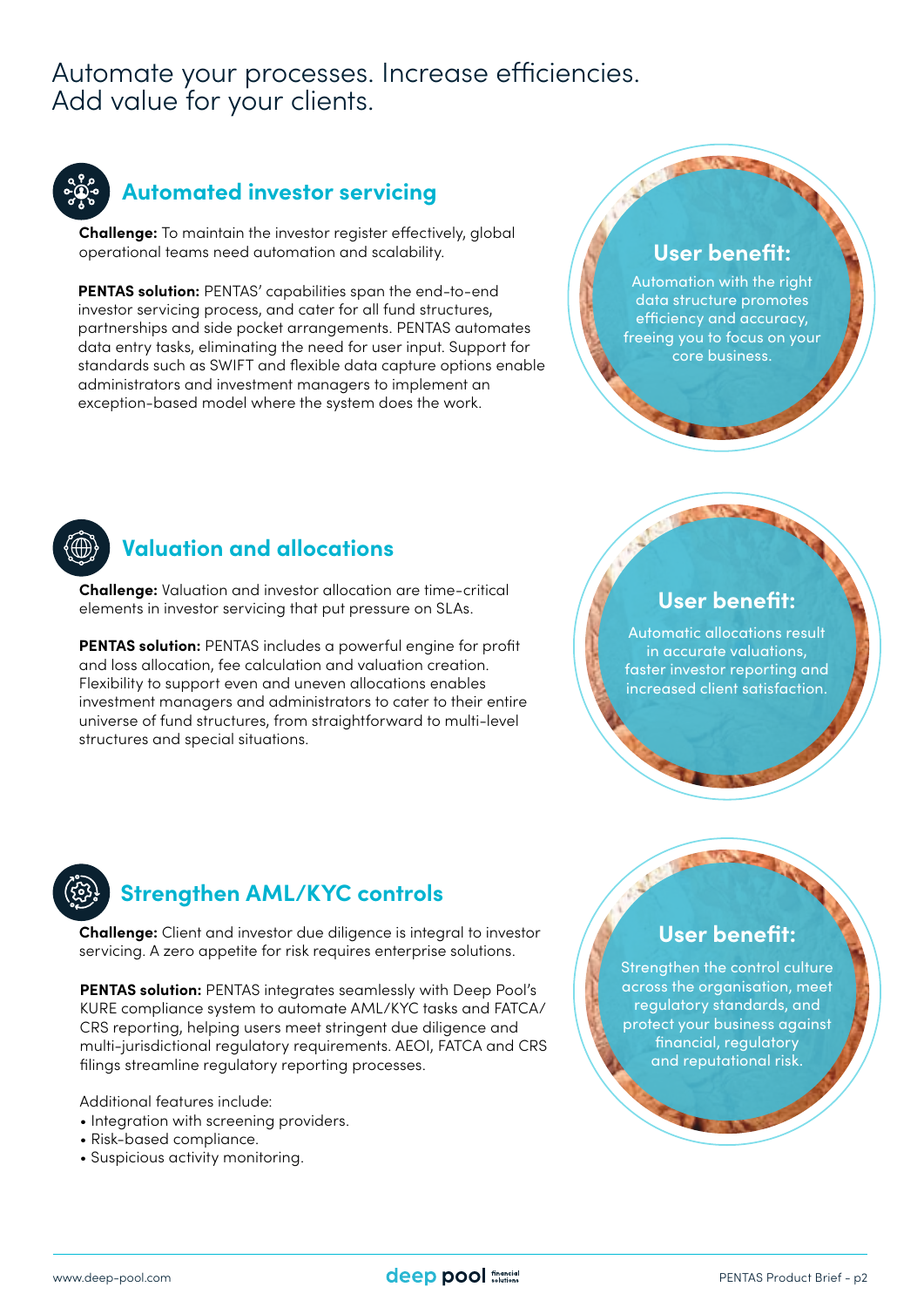# Automate your processes. Increase efficiencies. Add value for your clients.

## Automated investor servicing

**Challenge:** To maintain the investor register effectively, global operational teams need automation and scalability.

**PENTAS solution:** PENTAS' capabilities span the end-to-end investor servicing process, and cater for all fund structures, partnerships and side pocket arrangements. PENTAS automates data entry tasks, eliminating the need for user input. Support for standards such as SWIFT and flexible data capture options enable administrators and investment managers to implement an exception-based model where the system does the work.

### User benefit:

Automation with the right data structure promotes efficiency and accuracy, freeing you to focus on your core business.

## Valuation and allocations

**Challenge:** Valuation and investor allocation are time-critical elements in investor servicing that put pressure on SLAs.

**PENTAS solution:** PENTAS includes a powerful engine for profit and loss allocation, fee calculation and valuation creation. Flexibility to support even and uneven allocations enables investment managers and administrators to cater to their entire universe of fund structures, from straightforward to multi-level structures and special situations.

### User benefit:

Automatic allocations result in accurate valuations, faster investor reporting and increased client satisfaction.

## Strengthen AML/KYC controls

**Challenge:** Client and investor due diligence is integral to investor servicing. A zero appetite for risk requires enterprise solutions.

**PENTAS solution:** PENTAS integrates seamlessly with Deep Pool's KURE compliance system to automate AML/KYC tasks and FATCA/CRS reporting, helping users meet stringent due diligence and multi-jurisdictional regulatory requirements. AEOI, FATCA and CRS filings streamline regulatory reporting processes.

Additional features include:

- Integration with screening providers.
- Risk-based compliance.
- Suspicious activity monitoring.

### User benefit:

Strengthen the control culture across the organisation, meet regulatory standards, and protect your business against financial, regulatory and reputational risk.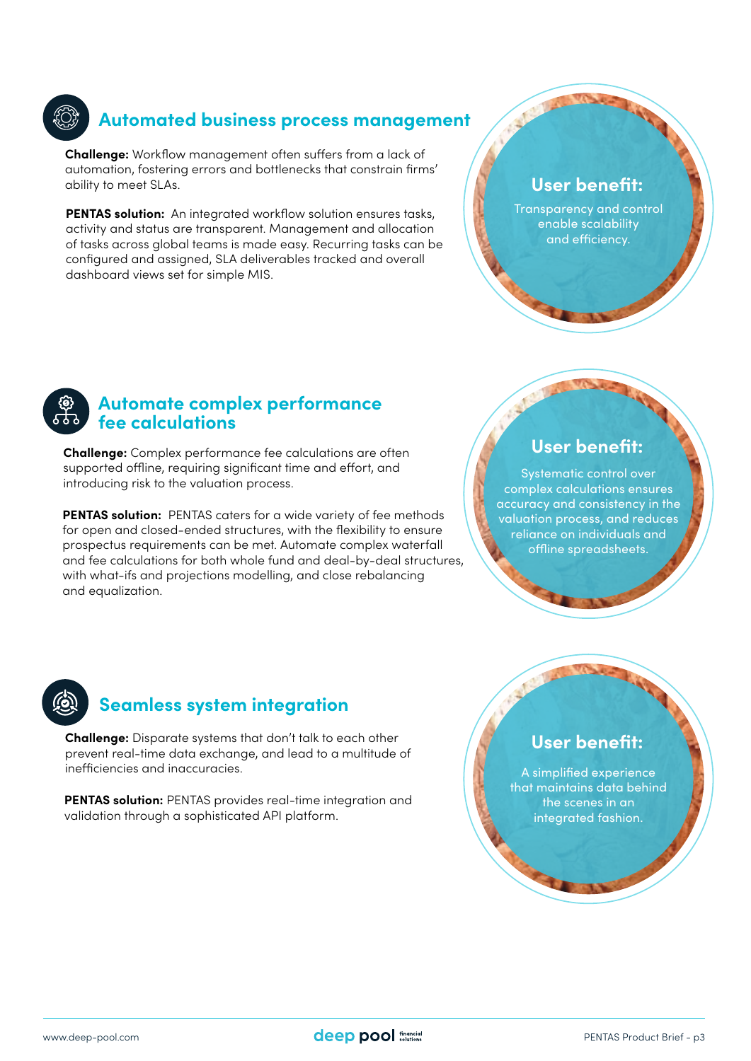## Automated business process management

**Challenge:** Workflow management often suffers from a lack of automation, fostering errors and bottlenecks that constrain firms' ability to meet SLAs.

**PENTAS solution:** An integrated workflow solution ensures tasks, activity and status are transparent. Management and allocation of tasks across global teams is made easy. Recurring tasks can be configured and assigned, SLA deliverables tracked and overall dashboard views set for simple MIS.

### User benefit:

Transparency and control enable scalability and efficiency.

## Automate complex performance fee calculations

**Challenge:** Complex performance fee calculations are often supported offline, requiring significant time and effort, and introducing risk to the valuation process.

**PENTAS solution:** PENTAS caters for a wide variety of fee methods for open and closed-ended structures, with the flexibility to ensure prospectus requirements can be met. Automate complex waterfall and fee calculations for both whole fund and deal-by-deal structures, with what-ifs and projections modelling, and close rebalancing and equalization.

### User benefit:

Systematic control over complex calculations ensures accuracy and consistency in the valuation process, and reduces reliance on individuals and offline spreadsheets.

## Seamless system integration

**Challenge:** Disparate systems that don't talk to each other prevent real-time data exchange, and lead to a multitude of inefficiencies and inaccuracies.

**PENTAS solution:** PENTAS provides real-time integration and validation through a sophisticated API platform.

### User benefit:

A simplified experience that maintains data behind the scenes in an integrated fashion.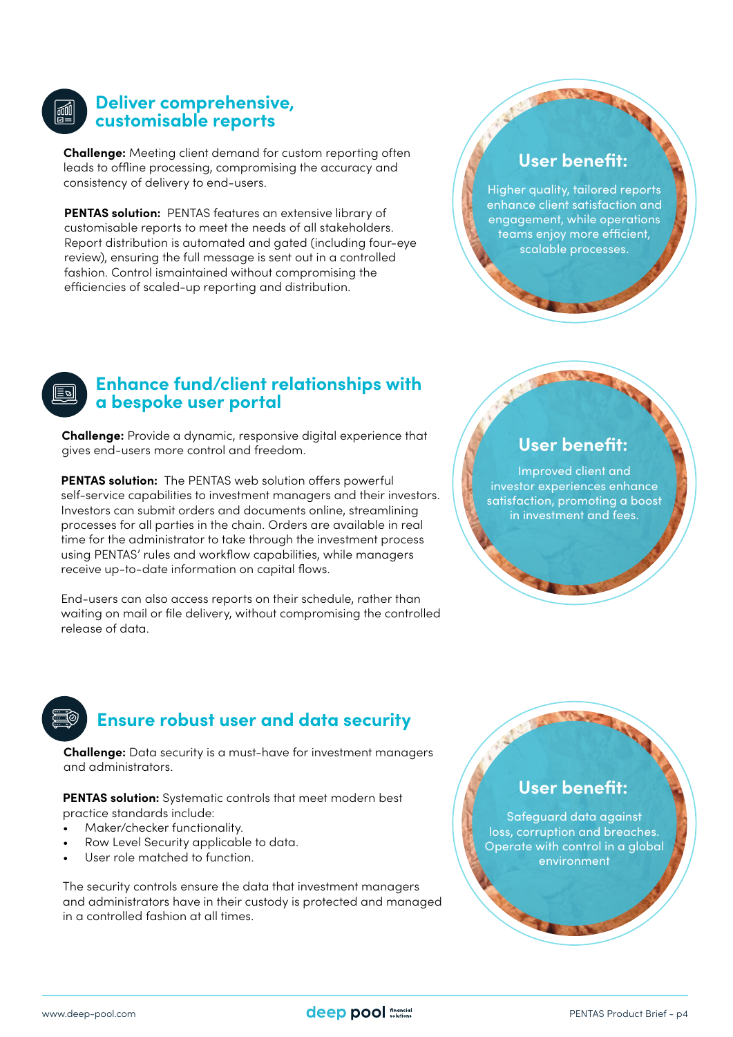## Deliver comprehensive, customisable reports

**Challenge:** Meeting client demand for custom reporting often leads to offline processing, compromising the accuracy and consistency of delivery to end-users.

**PENTAS solution:** PENTAS features an extensive library of customisable reports to meet the needs of all stakeholders. Report distribution is automated and gated (including four-eye review), ensuring the full message is sent out in a controlled fashion. Control ismaintained without compromising the efficiencies of scaled-up reporting and distribution.

### User benefit:

Higher quality, tailored reports enhance client satisfaction and engagement, while operations teams enjoy more efficient, scalable processes.

## Enhance fund/client relationships with a bespoke user portal

**Challenge:** Provide a dynamic, responsive digital experience that gives end-users more control and freedom.

**PENTAS solution:** The PENTAS web solution offers powerful self-service capabilities to investment managers and their investors. Investors can submit orders and documents online, streamlining processes for all parties in the chain. Orders are available in real time for the administrator to take through the investment process using PENTAS' rules and workflow capabilities, while managers receive up-to-date information on capital flows.

End-users can also access reports on their schedule, rather than waiting on mail or file delivery, without compromising the controlled release of data.

### User benefit:

Improved client and investor experiences enhance satisfaction, promoting a boost in investment and fees.

## Ensure robust user and data security

**Challenge:** Data security is a must-have for investment managers and administrators.

**PENTAS solution:** Systematic controls that meet modern best practice standards include:

- Maker/checker functionality.
- Row Level Security applicable to data.
- User role matched to function.

The security controls ensure the data that investment managers and administrators have in their custody is protected and managed in a controlled fashion at all times.

### User benefit:

Safeguard data against loss, corruption and breaches. Operate with control in a global environment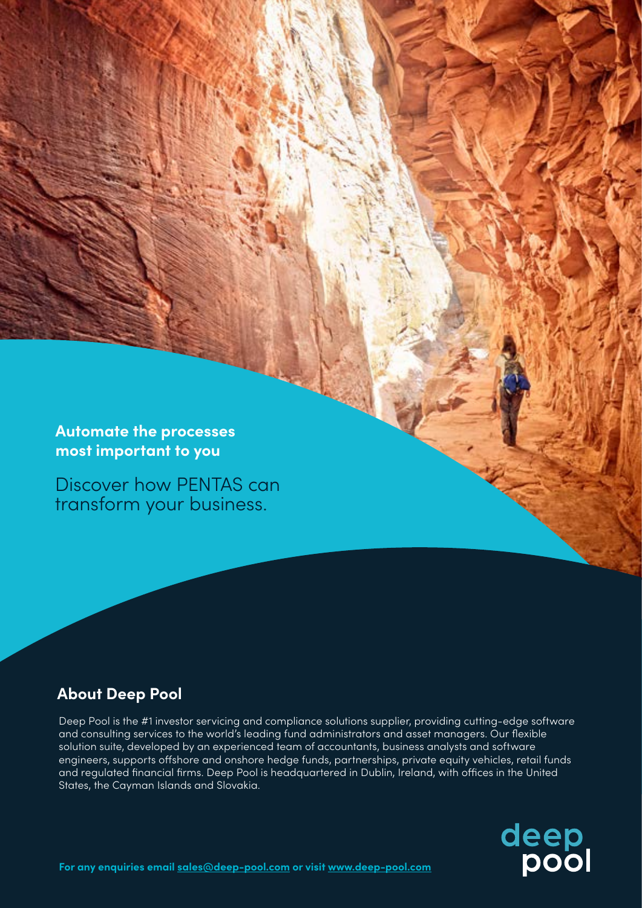**Automate the processes most important to you**

Discover how PENTAS can transform your business.

## About Deep Pool

Deep Pool is the #1 investor servicing and compliance solutions supplier, providing cutting-edge software and consulting services to the world's leading fund administrators and asset managers. Our flexible solution suite, developed by an experienced team of accountants, business analysts and software engineers, supports offshore and onshore hedge funds, partnerships, private equity vehicles, retail funds and regulated financial firms. Deep Pool is headquartered in Dublin, Ireland, with offices in the United States, the Cayman Islands and Slovakia.

**For any enquiries email sales@deep-pool.com or visit www.deep-pool.com**

deep pool